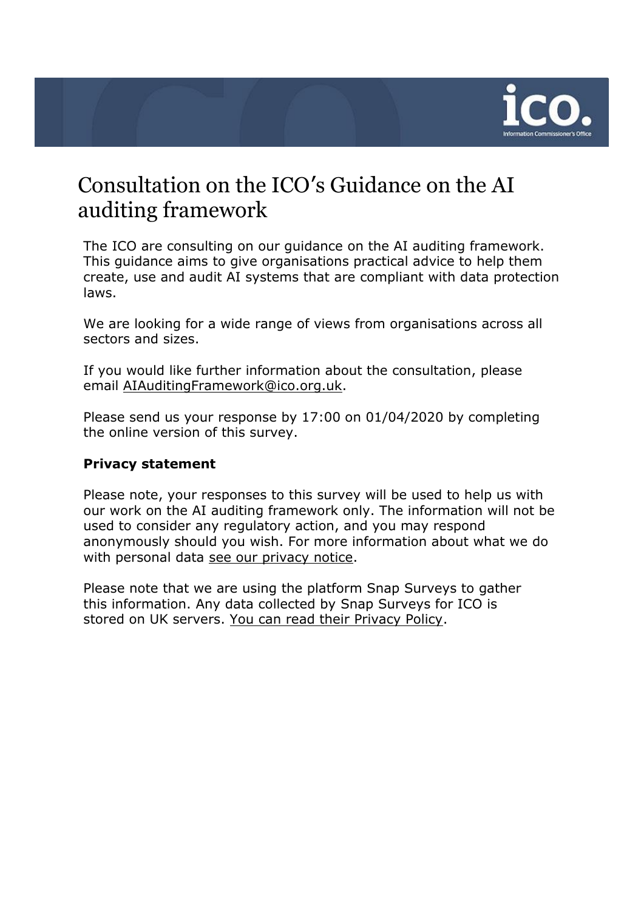# Consultation on the ICO's Guidance on the AI auditing framework

The ICO are consulting on our guidance on the AI auditing framework. This guidance aims to give organisations practical advice to help them create, use and audit AI systems that are compliant with data protection laws.

We are looking for a wide range of views from organisations across all sectors and sizes.

If you would like further information about the consultation, please email AIAuditingFramework@ico.org.uk.

Please send us your response by 17:00 on 01/04/2020 by completing the online version of this survey.

**Privacy statement**

Please note, your responses to this survey will be used to help us with our work on the AI auditing framework only. The information will not be used to consider any regulatory action, and you may respond anonymously should you wish. For more information about what we do with personal data see our privacy notice.

Please note that we are using the platform Snap Surveys to gather this information. Any data collected by Snap Surveys for ICO is stored on UK servers. You can read their Privacy Policy.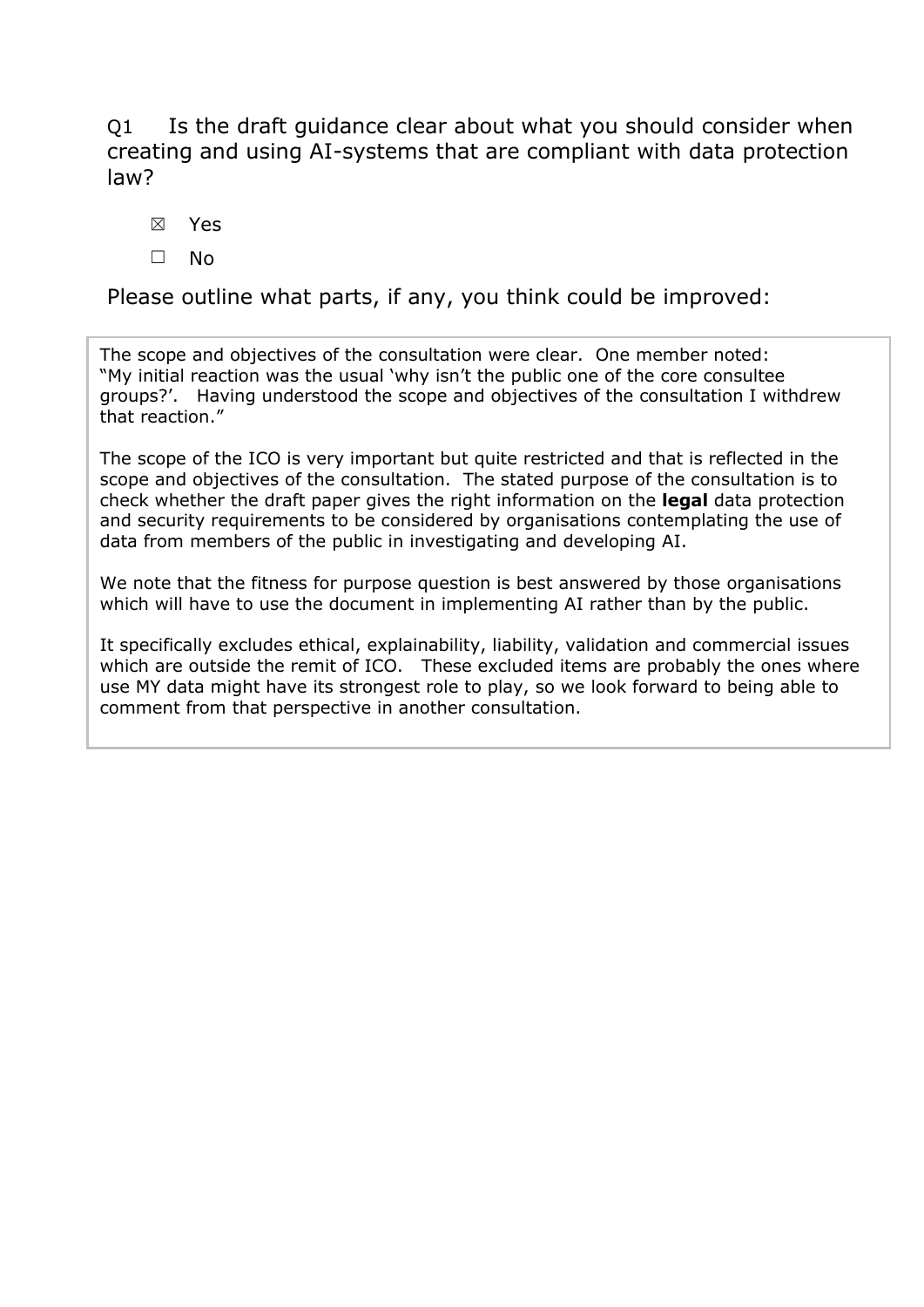Q1 Is the draft guidance clear about what you should consider when creating and using AI-systems that are compliant with data protection law?

☒ Yes

☐ No

Please outline what parts, if any, you think could be improved:

The scope and objectives of the consultation were clear. One member noted: "My initial reaction was the usual 'why isn't the public one of the core consultee groups?'. Having understood the scope and objectives of the consultation I withdrew that reaction."

The scope of the ICO is very important but quite restricted and that is reflected in the scope and objectives of the consultation. The stated purpose of the consultation is to check whether the draft paper gives the right information on the **legal** data protection and security requirements to be considered by organisations contemplating the use of data from members of the public in investigating and developing AI.

We note that the fitness for purpose question is best answered by those organisations which will have to use the document in implementing AI rather than by the public.

It specifically excludes ethical, explainability, liability, validation and commercial issues which are outside the remit of ICO. These excluded items are probably the ones where use MY data might have its strongest role to play, so we look forward to being able to comment from that perspective in another consultation.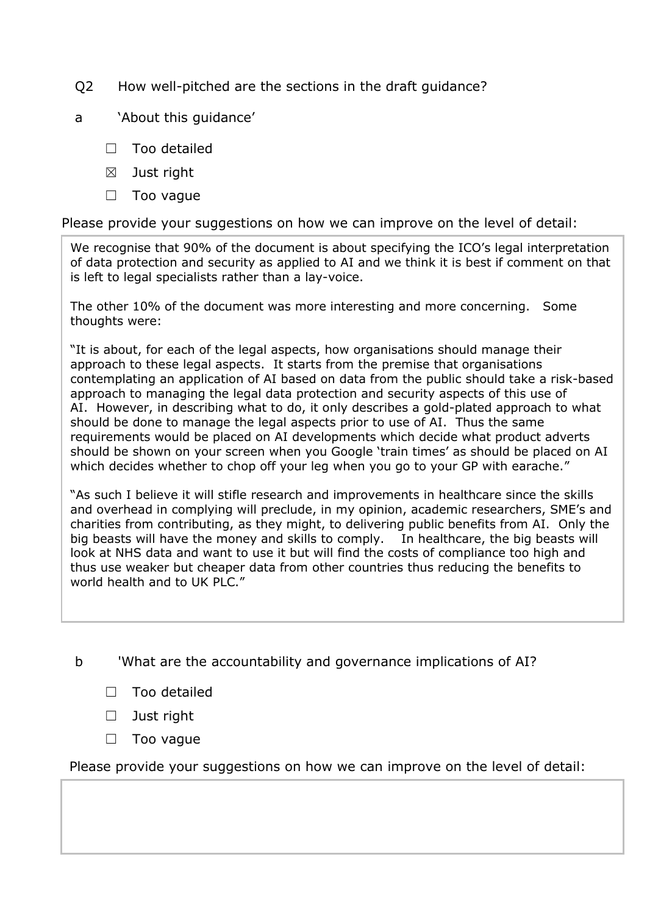Q2 How well-pitched are the sections in the draft guidance?

a 'About this guidance'

- ☐ Too detailed
- ☒ Just right
- ☐ Too vague

Please provide your suggestions on how we can improve on the level of detail:

> We recognise that 90% of the document is about specifying the ICO's legal interpretation of data protection and security as applied to AI and we think it is best if comment on that is left to legal specialists rather than a lay-voice.
>
> The other 10% of the document was more interesting and more concerning. Some thoughts were:
>
> "It is about, for each of the legal aspects, how organisations should manage their approach to these legal aspects. It starts from the premise that organisations contemplating an application of AI based on data from the public should take a risk-based approach to managing the legal data protection and security aspects of this use of AI. However, in describing what to do, it only describes a gold-plated approach to what should be done to manage the legal aspects prior to use of AI. Thus the same requirements would be placed on AI developments which decide what product adverts should be shown on your screen when you Google 'train times' as should be placed on AI which decides whether to chop off your leg when you go to your GP with earache."
>
> "As such I believe it will stifle research and improvements in healthcare since the skills and overhead in complying will preclude, in my opinion, academic researchers, SME's and charities from contributing, as they might, to delivering public benefits from AI. Only the big beasts will have the money and skills to comply. In healthcare, the big beasts will look at NHS data and want to use it but will find the costs of compliance too high and thus use weaker but cheaper data from other countries thus reducing the benefits to world health and to UK PLC."

b 'What are the accountability and governance implications of AI?

- ☐ Too detailed
- ☐ Just right
- ☐ Too vague

Please provide your suggestions on how we can improve on the level of detail: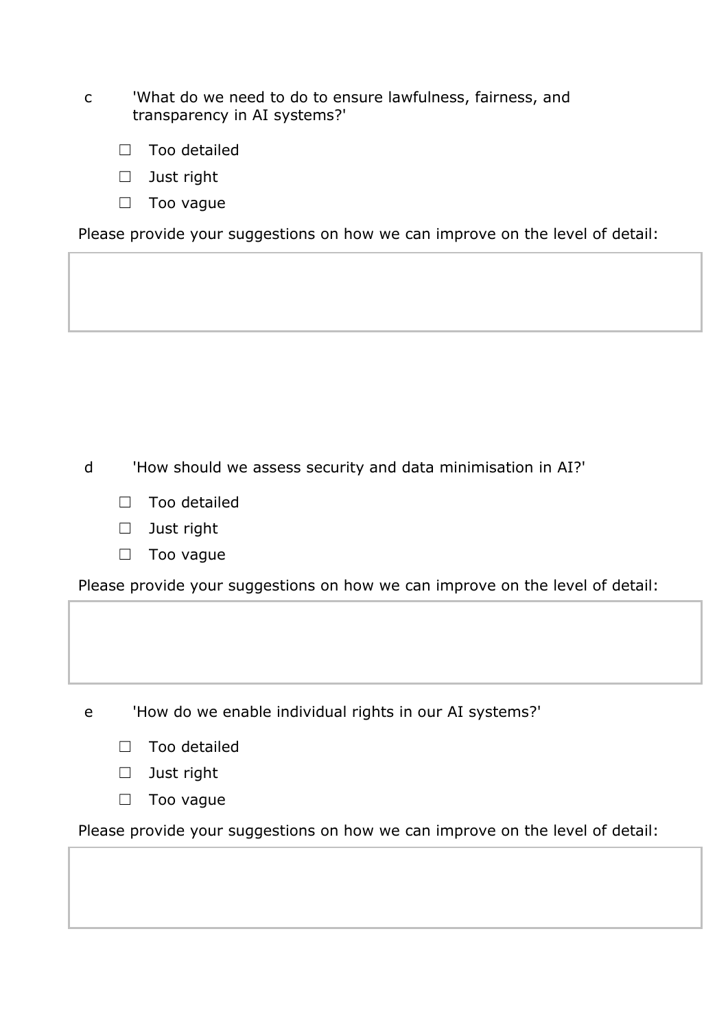c 'What do we need to do to ensure lawfulness, fairness, and transparency in AI systems?'

☐ Too detailed

☐ Just right

☐ Too vague

Please provide your suggestions on how we can improve on the level of detail:

d 'How should we assess security and data minimisation in AI?'

☐ Too detailed

☐ Just right

☐ Too vague

Please provide your suggestions on how we can improve on the level of detail:

e 'How do we enable individual rights in our AI systems?'

☐ Too detailed

☐ Just right

☐ Too vague

Please provide your suggestions on how we can improve on the level of detail: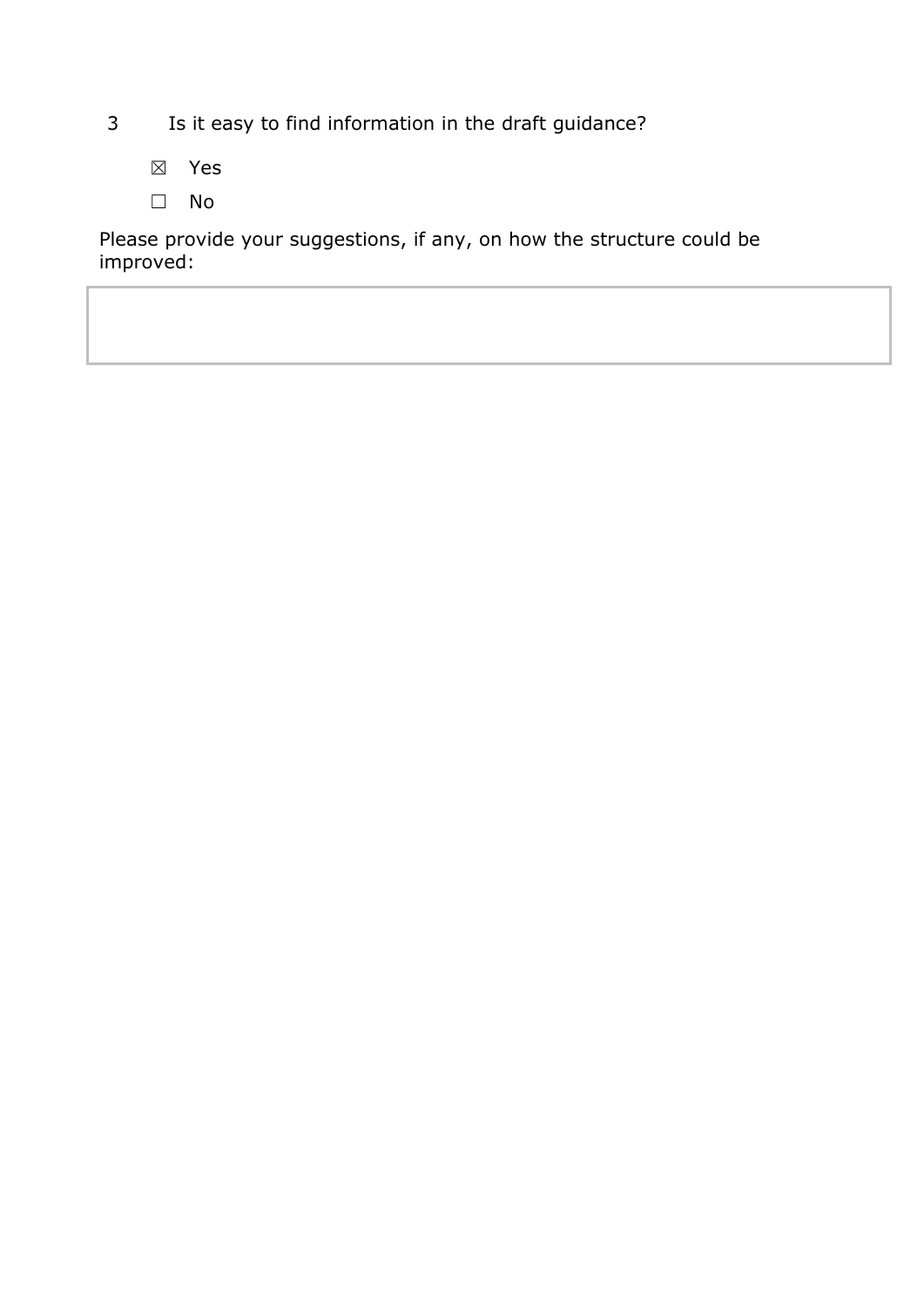3 Is it easy to find information in the draft guidance?

☒ Yes

☐ No

Please provide your suggestions, if any, on how the structure could be improved:

| |
|---|
| |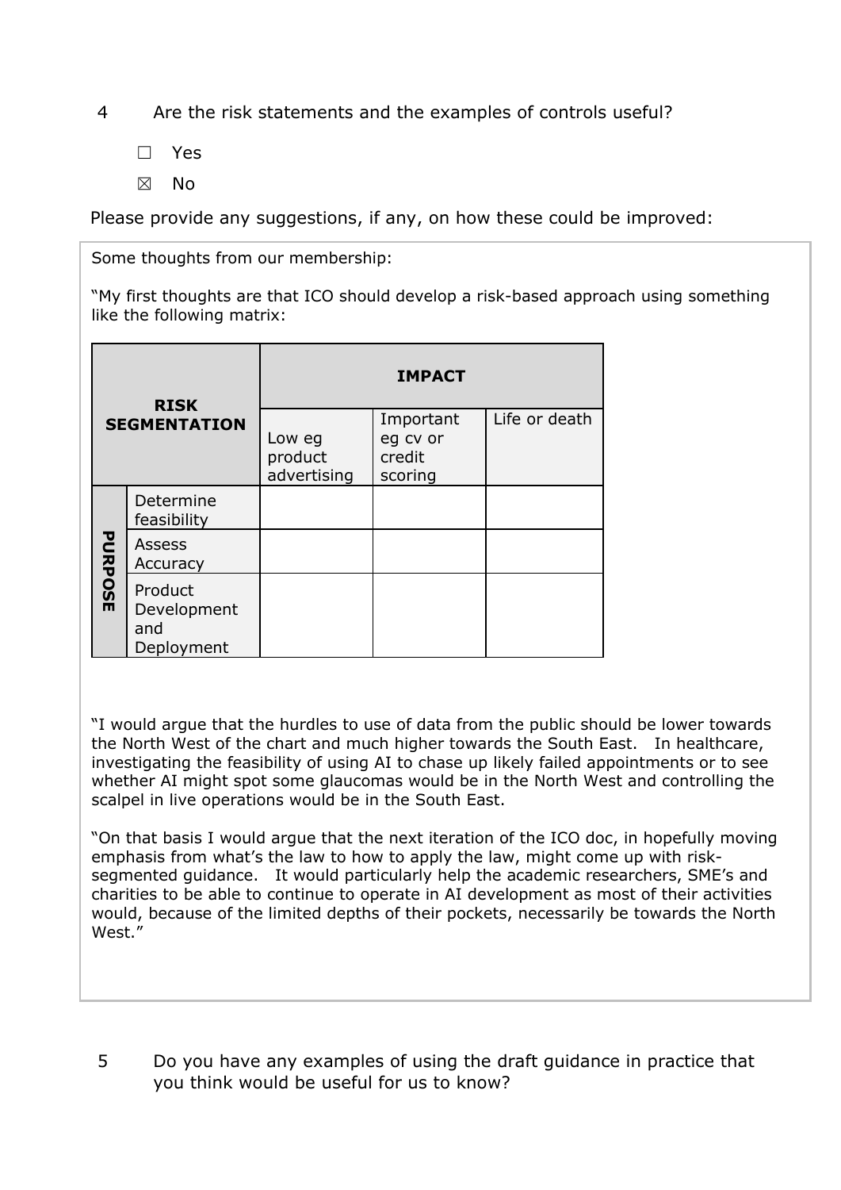4 Are the risk statements and the examples of controls useful?

☐ Yes

☒ No

Please provide any suggestions, if any, on how these could be improved:

Some thoughts from our membership:

"My first thoughts are that ICO should develop a risk-based approach using something like the following matrix:

| RISK SEGMENTATION | | IMPACT | | |
|---|---|---|---|---|
| | | Low eg product advertising | Important eg cv or credit scoring | Life or death |
| PURPOSE | Determine feasibility | | | |
| | Assess Accuracy | | | |
| | Product Development and Deployment | | | |

"I would argue that the hurdles to use of data from the public should be lower towards the North West of the chart and much higher towards the South East. In healthcare, investigating the feasibility of using AI to chase up likely failed appointments or to see whether AI might spot some glaucomas would be in the North West and controlling the scalpel in live operations would be in the South East.

"On that basis I would argue that the next iteration of the ICO doc, in hopefully moving emphasis from what's the law to how to apply the law, might come up with risk-segmented guidance. It would particularly help the academic researchers, SME's and charities to be able to continue to operate in AI development as most of their activities would, because of the limited depths of their pockets, necessarily be towards the North West."

5 Do you have any examples of using the draft guidance in practice that you think would be useful for us to know?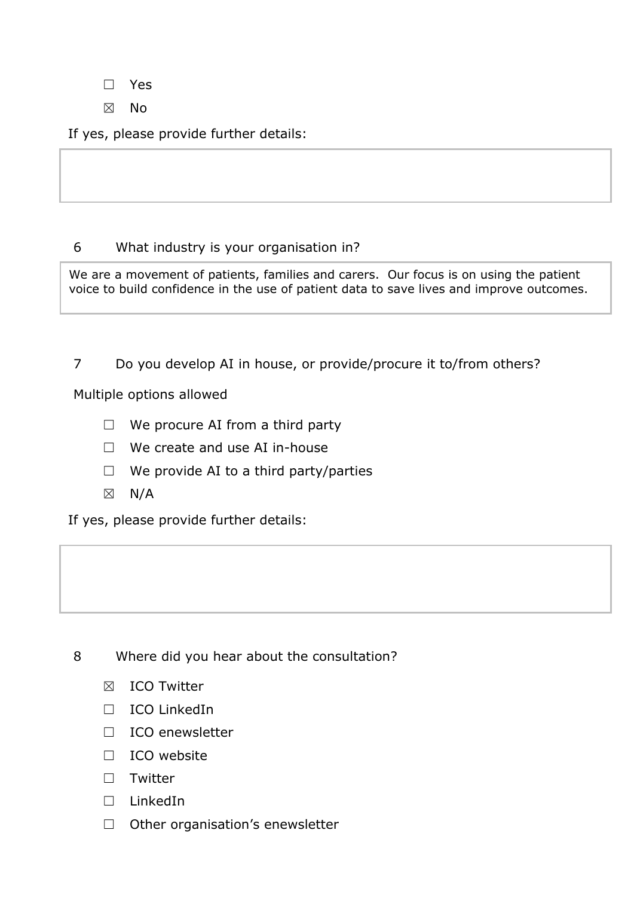☐ Yes

☒ No

If yes, please provide further details:

6 What industry is your organisation in?

We are a movement of patients, families and carers. Our focus is on using the patient voice to build confidence in the use of patient data to save lives and improve outcomes.

7 Do you develop AI in house, or provide/procure it to/from others?

Multiple options allowed

☐ We procure AI from a third party

☐ We create and use AI in-house

☐ We provide AI to a third party/parties

☒ N/A

If yes, please provide further details:

8 Where did you hear about the consultation?

☒ ICO Twitter

☐ ICO LinkedIn

☐ ICO enewsletter

☐ ICO website

☐ Twitter

☐ LinkedIn

☐ Other organisation's enewsletter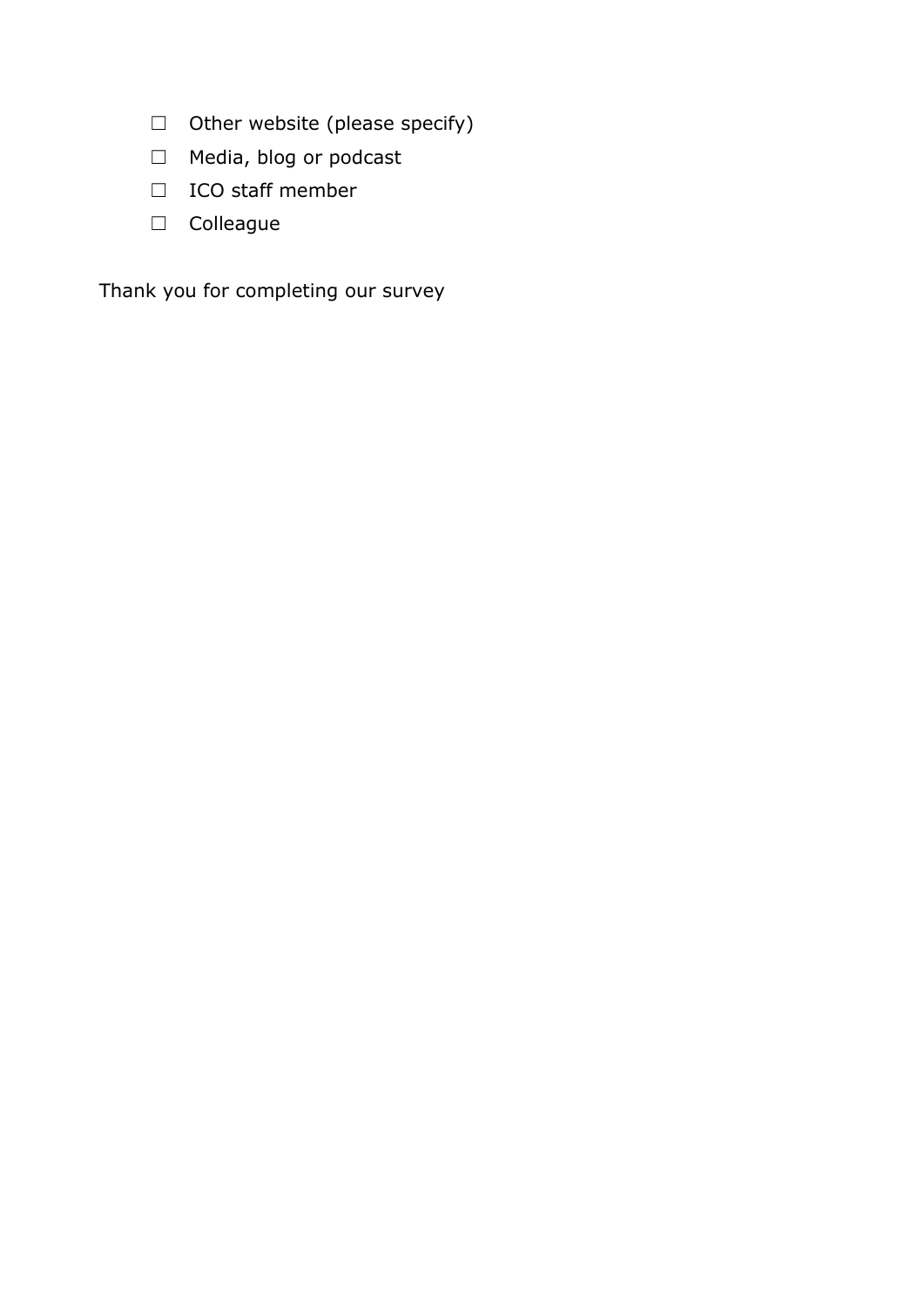- ☐ Other website (please specify)
- ☐ Media, blog or podcast
- ☐ ICO staff member
- ☐ Colleague

Thank you for completing our survey